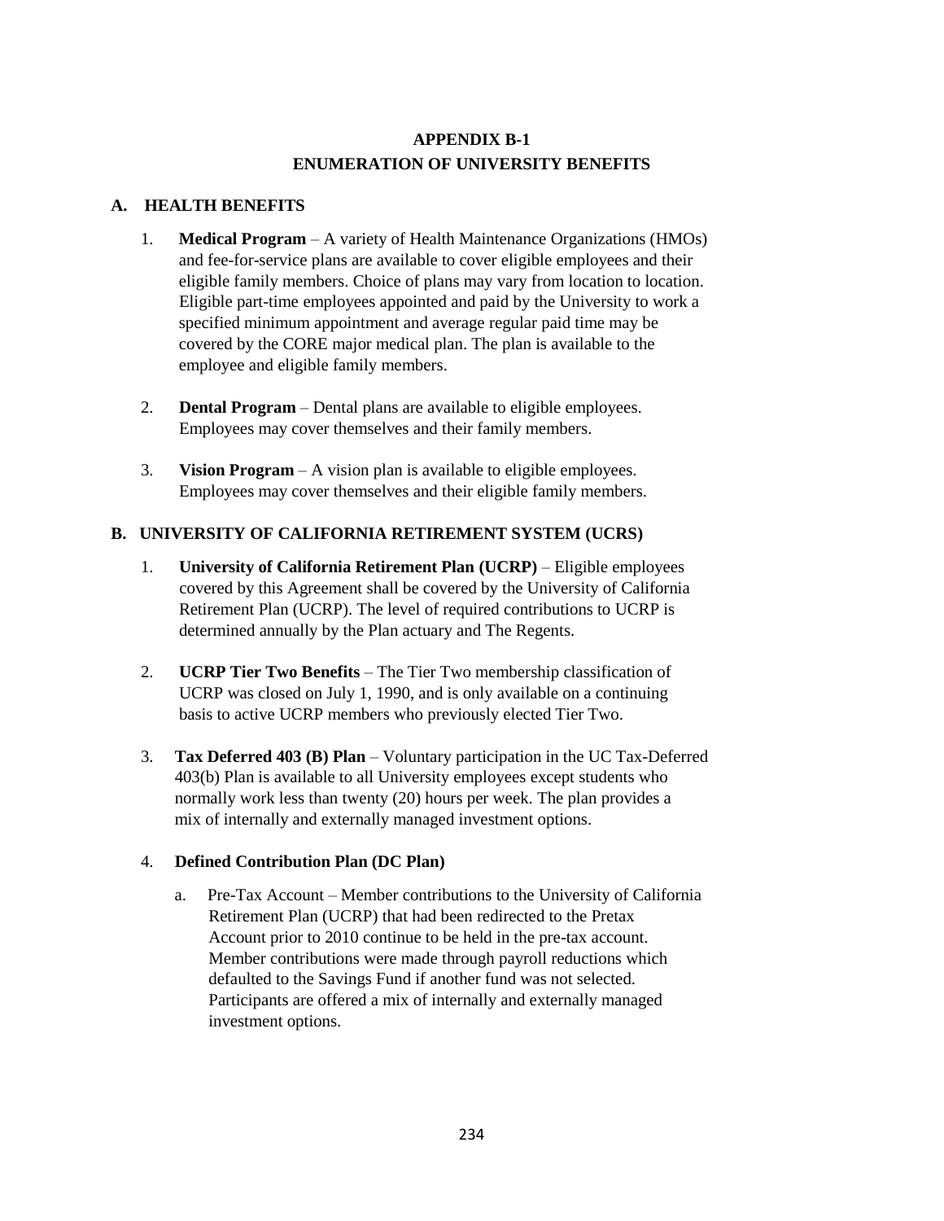# APPENDIX B-1
# ENUMERATION OF UNIVERSITY BENEFITS

## A. HEALTH BENEFITS

1. **Medical Program** – A variety of Health Maintenance Organizations (HMOs) and fee-for-service plans are available to cover eligible employees and their eligible family members. Choice of plans may vary from location to location. Eligible part-time employees appointed and paid by the University to work a specified minimum appointment and average regular paid time may be covered by the CORE major medical plan. The plan is available to the employee and eligible family members.

2. **Dental Program** – Dental plans are available to eligible employees. Employees may cover themselves and their family members.

3. **Vision Program** – A vision plan is available to eligible employees. Employees may cover themselves and their eligible family members.

## B. UNIVERSITY OF CALIFORNIA RETIREMENT SYSTEM (UCRS)

1. **University of California Retirement Plan (UCRP)** – Eligible employees covered by this Agreement shall be covered by the University of California Retirement Plan (UCRP). The level of required contributions to UCRP is determined annually by the Plan actuary and The Regents.

2. **UCRP Tier Two Benefits** – The Tier Two membership classification of UCRP was closed on July 1, 1990, and is only available on a continuing basis to active UCRP members who previously elected Tier Two.

3. **Tax Deferred 403 (B) Plan** – Voluntary participation in the UC Tax-Deferred 403(b) Plan is available to all University employees except students who normally work less than twenty (20) hours per week. The plan provides a mix of internally and externally managed investment options.

4. **Defined Contribution Plan (DC Plan)**

   a. Pre-Tax Account – Member contributions to the University of California Retirement Plan (UCRP) that had been redirected to the Pretax Account prior to 2010 continue to be held in the pre-tax account. Member contributions were made through payroll reductions which defaulted to the Savings Fund if another fund was not selected. Participants are offered a mix of internally and externally managed investment options.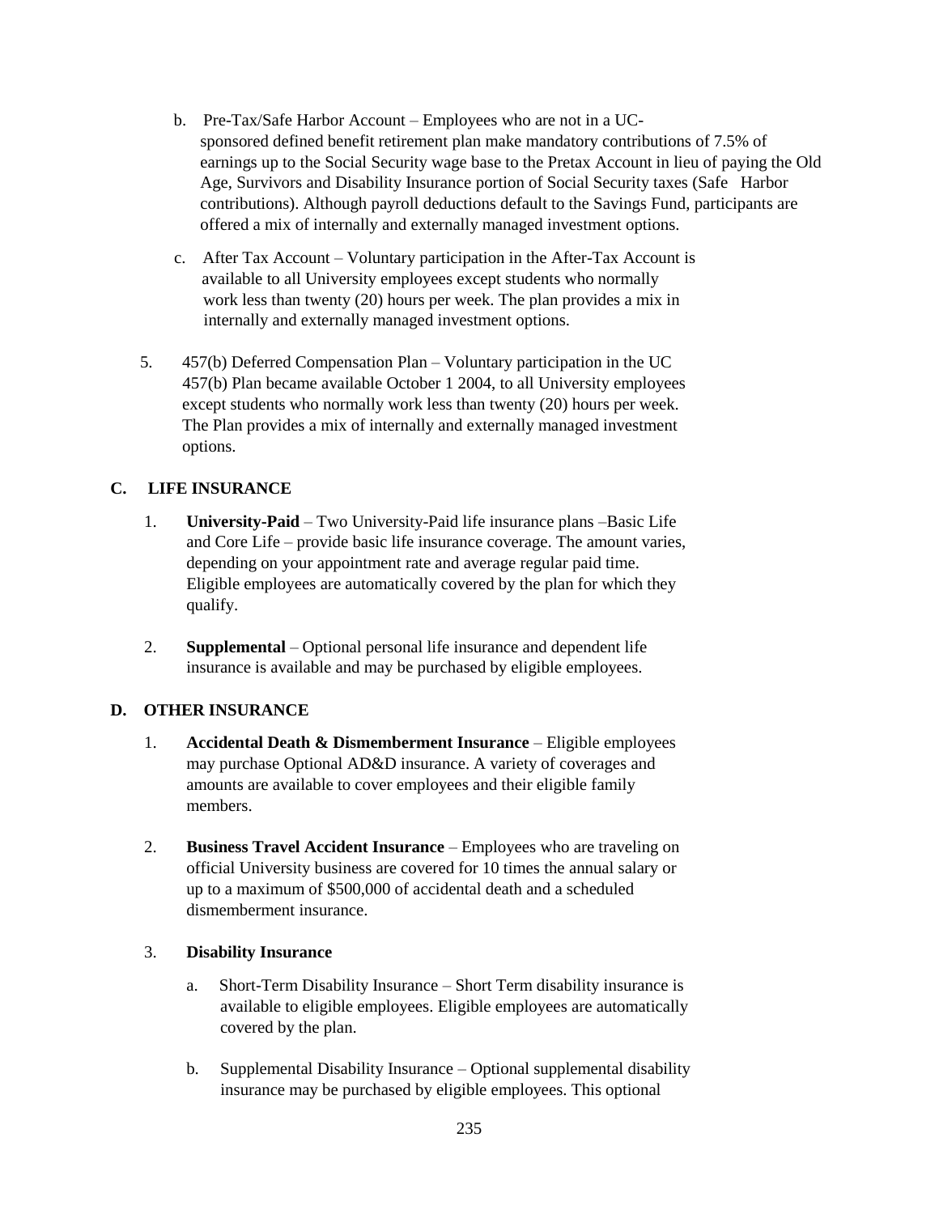b. Pre-Tax/Safe Harbor Account – Employees who are not in a UC-sponsored defined benefit retirement plan make mandatory contributions of 7.5% of earnings up to the Social Security wage base to the Pretax Account in lieu of paying the Old Age, Survivors and Disability Insurance portion of Social Security taxes (Safe Harbor contributions). Although payroll deductions default to the Savings Fund, participants are offered a mix of internally and externally managed investment options.

c. After Tax Account – Voluntary participation in the After-Tax Account is available to all University employees except students who normally work less than twenty (20) hours per week. The plan provides a mix in internally and externally managed investment options.

5. 457(b) Deferred Compensation Plan – Voluntary participation in the UC 457(b) Plan became available October 1 2004, to all University employees except students who normally work less than twenty (20) hours per week. The Plan provides a mix of internally and externally managed investment options.

## C. LIFE INSURANCE

1. **University-Paid** – Two University-Paid life insurance plans –Basic Life and Core Life – provide basic life insurance coverage. The amount varies, depending on your appointment rate and average regular paid time. Eligible employees are automatically covered by the plan for which they qualify.

2. **Supplemental** – Optional personal life insurance and dependent life insurance is available and may be purchased by eligible employees.

## D. OTHER INSURANCE

1. **Accidental Death & Dismemberment Insurance** – Eligible employees may purchase Optional AD&D insurance. A variety of coverages and amounts are available to cover employees and their eligible family members.

2. **Business Travel Accident Insurance** – Employees who are traveling on official University business are covered for 10 times the annual salary or up to a maximum of $500,000 of accidental death and a scheduled dismemberment insurance.

3. **Disability Insurance**

   a. Short-Term Disability Insurance – Short Term disability insurance is available to eligible employees. Eligible employees are automatically covered by the plan.

   b. Supplemental Disability Insurance – Optional supplemental disability insurance may be purchased by eligible employees. This optional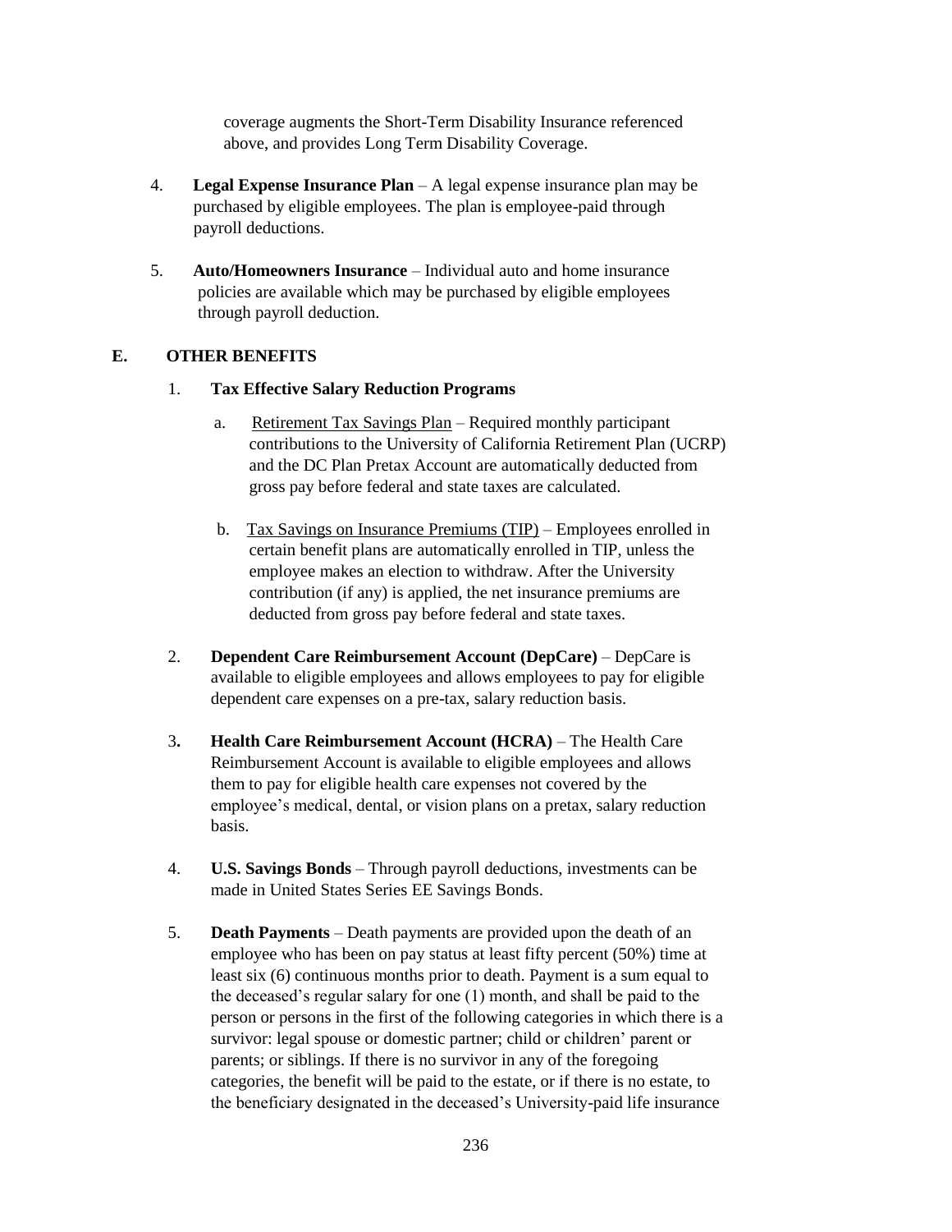coverage augments the Short-Term Disability Insurance referenced above, and provides Long Term Disability Coverage.

4. **Legal Expense Insurance Plan** – A legal expense insurance plan may be purchased by eligible employees. The plan is employee-paid through payroll deductions.

5. **Auto/Homeowners Insurance** – Individual auto and home insurance policies are available which may be purchased by eligible employees through payroll deduction.

## E. OTHER BENEFITS

1. **Tax Effective Salary Reduction Programs**

   a. Retirement Tax Savings Plan – Required monthly participant contributions to the University of California Retirement Plan (UCRP) and the DC Plan Pretax Account are automatically deducted from gross pay before federal and state taxes are calculated.

   b. Tax Savings on Insurance Premiums (TIP) – Employees enrolled in certain benefit plans are automatically enrolled in TIP, unless the employee makes an election to withdraw. After the University contribution (if any) is applied, the net insurance premiums are deducted from gross pay before federal and state taxes.

2. **Dependent Care Reimbursement Account (DepCare)** – DepCare is available to eligible employees and allows employees to pay for eligible dependent care expenses on a pre-tax, salary reduction basis.

3. **Health Care Reimbursement Account (HCRA)** – The Health Care Reimbursement Account is available to eligible employees and allows them to pay for eligible health care expenses not covered by the employee's medical, dental, or vision plans on a pretax, salary reduction basis.

4. **U.S. Savings Bonds** – Through payroll deductions, investments can be made in United States Series EE Savings Bonds.

5. **Death Payments** – Death payments are provided upon the death of an employee who has been on pay status at least fifty percent (50%) time at least six (6) continuous months prior to death. Payment is a sum equal to the deceased's regular salary for one (1) month, and shall be paid to the person or persons in the first of the following categories in which there is a survivor: legal spouse or domestic partner; child or children' parent or parents; or siblings. If there is no survivor in any of the foregoing categories, the benefit will be paid to the estate, or if there is no estate, to the beneficiary designated in the deceased's University-paid life insurance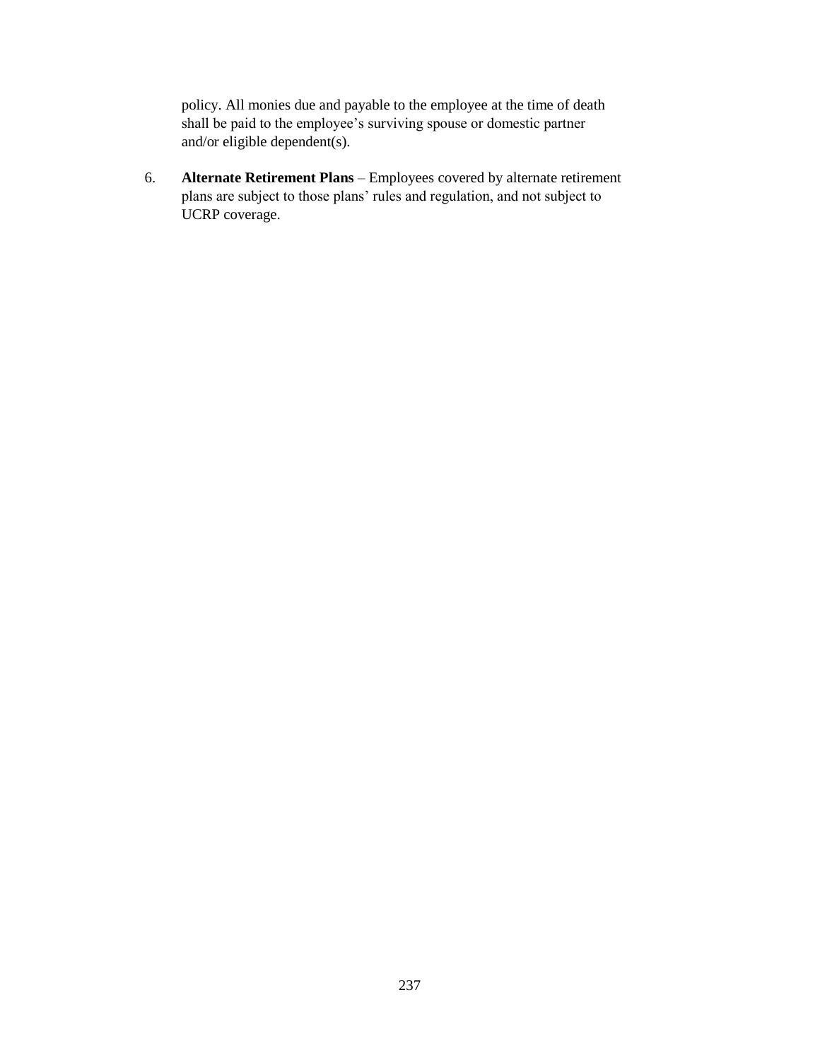policy. All monies due and payable to the employee at the time of death shall be paid to the employee's surviving spouse or domestic partner and/or eligible dependent(s).

6. **Alternate Retirement Plans** – Employees covered by alternate retirement plans are subject to those plans' rules and regulation, and not subject to UCRP coverage.